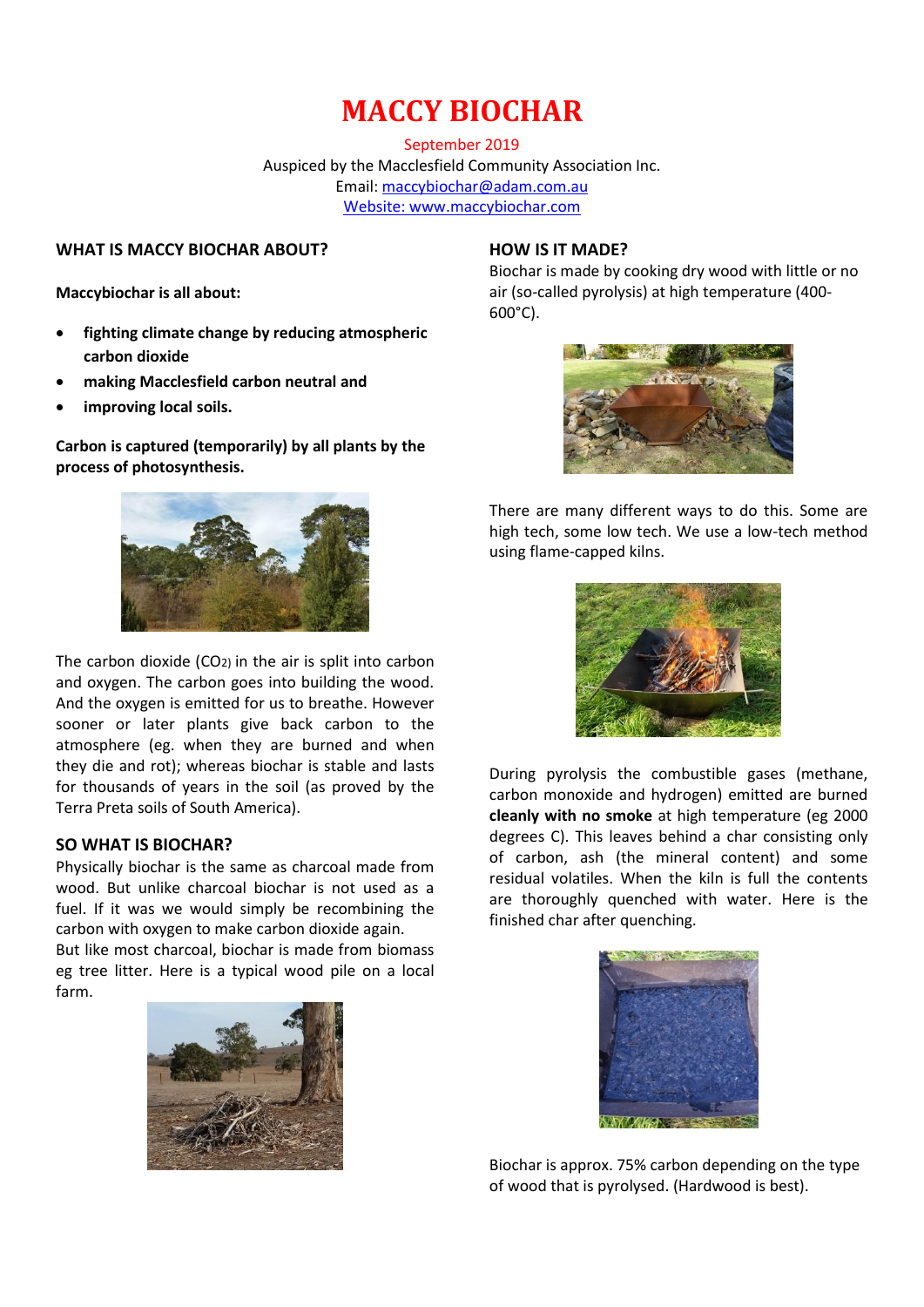# MACCY BIOCHAR

September 2019

Auspiced by the Macclesfield Community Association Inc.

Email: maccybiochar@adam.com.au

Website: www.maccybiochar.com

## WHAT IS MACCY BIOCHAR ABOUT?

**Maccybiochar is all about:**

- **fighting climate change by reducing atmospheric carbon dioxide**
- **making Macclesfield carbon neutral and**
- **improving local soils.**

**Carbon is captured (temporarily) by all plants by the process of photosynthesis.**

The carbon dioxide ($CO_2$) in the air is split into carbon and oxygen. The carbon goes into building the wood. And the oxygen is emitted for us to breathe. However sooner or later plants give back carbon to the atmosphere (eg. when they are burned and when they die and rot); whereas biochar is stable and lasts for thousands of years in the soil (as proved by the Terra Preta soils of South America).

## SO WHAT IS BIOCHAR?

Physically biochar is the same as charcoal made from wood. But unlike charcoal biochar is not used as a fuel. If it was we would simply be recombining the carbon with oxygen to make carbon dioxide again.

But like most charcoal, biochar is made from biomass eg tree litter. Here is a typical wood pile on a local farm.

## HOW IS IT MADE?

Biochar is made by cooking dry wood with little or no air (so-called pyrolysis) at high temperature (400-600°C).

There are many different ways to do this. Some are high tech, some low tech. We use a low-tech method using flame-capped kilns.

During pyrolysis the combustible gases (methane, carbon monoxide and hydrogen) emitted are burned **cleanly with no smoke** at high temperature (eg 2000 degrees C). This leaves behind a char consisting only of carbon, ash (the mineral content) and some residual volatiles. When the kiln is full the contents are thoroughly quenched with water. Here is the finished char after quenching.

Biochar is approx. 75% carbon depending on the type of wood that is pyrolysed. (Hardwood is best).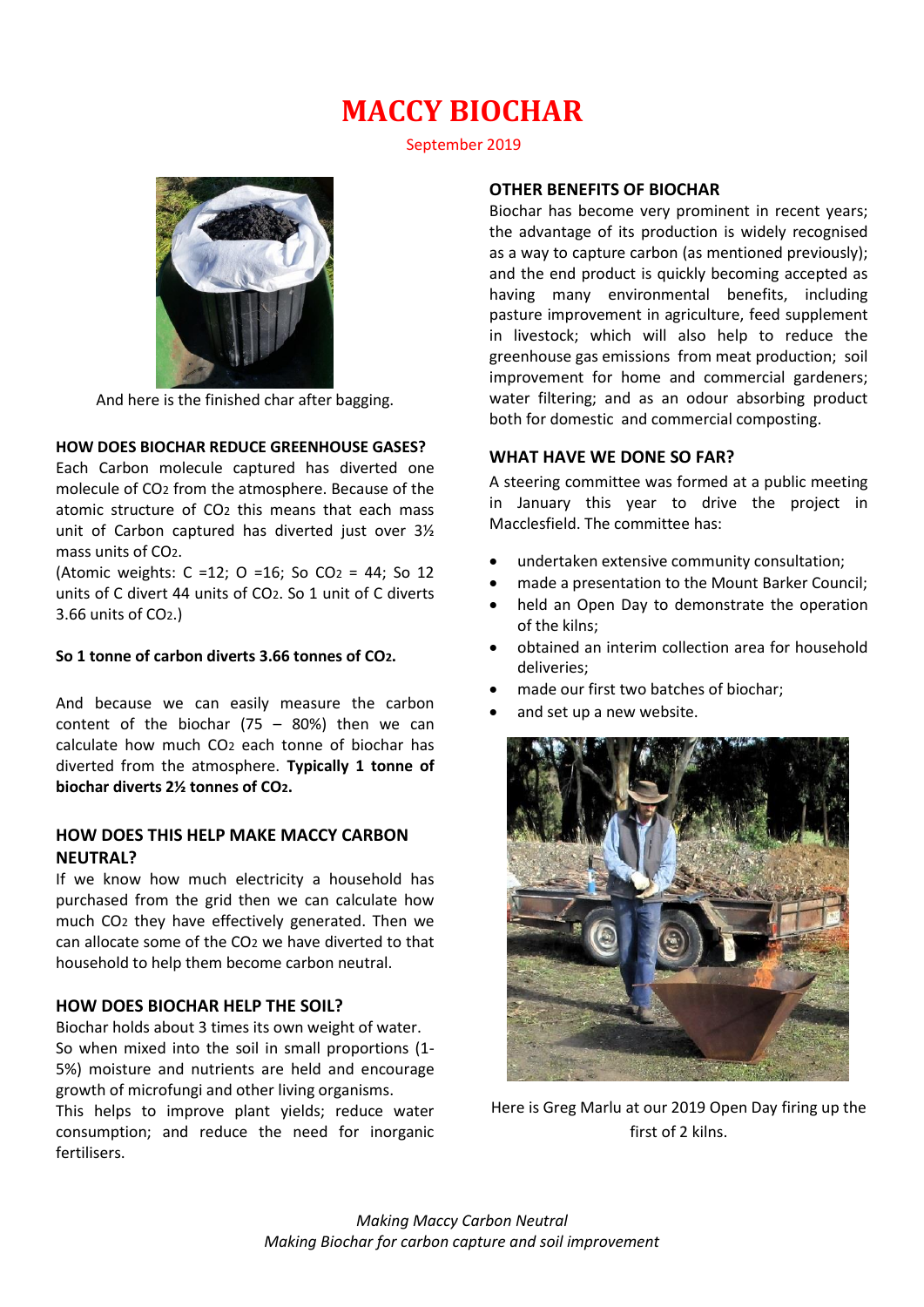# MACCY BIOCHAR

September 2019

And here is the finished char after bagging.

## HOW DOES BIOCHAR REDUCE GREENHOUSE GASES?

Each Carbon molecule captured has diverted one molecule of $CO_2$ from the atmosphere. Because of the atomic structure of $CO_2$ this means that each mass unit of Carbon captured has diverted just over 3½ mass units of $CO_2$.

(Atomic weights: C =12; O =16; So $CO_2$ = 44; So 12 units of C divert 44 units of $CO_2$. So 1 unit of C diverts 3.66 units of $CO_2$.)

**So 1 tonne of carbon diverts 3.66 tonnes of $CO_2$.**

And because we can easily measure the carbon content of the biochar (75 – 80%) then we can calculate how much $CO_2$ each tonne of biochar has diverted from the atmosphere. **Typically 1 tonne of biochar diverts 2½ tonnes of $CO_2$.**

## HOW DOES THIS HELP MAKE MACCY CARBON NEUTRAL?

If we know how much electricity a household has purchased from the grid then we can calculate how much $CO_2$ they have effectively generated. Then we can allocate some of the $CO_2$ we have diverted to that household to help them become carbon neutral.

## HOW DOES BIOCHAR HELP THE SOIL?

Biochar holds about 3 times its own weight of water. So when mixed into the soil in small proportions (1-5%) moisture and nutrients are held and encourage growth of microfungi and other living organisms.

This helps to improve plant yields; reduce water consumption; and reduce the need for inorganic fertilisers.

## OTHER BENEFITS OF BIOCHAR

Biochar has become very prominent in recent years; the advantage of its production is widely recognised as a way to capture carbon (as mentioned previously); and the end product is quickly becoming accepted as having many environmental benefits, including pasture improvement in agriculture, feed supplement in livestock; which will also help to reduce the greenhouse gas emissions from meat production; soil improvement for home and commercial gardeners; water filtering; and as an odour absorbing product both for domestic and commercial composting.

## WHAT HAVE WE DONE SO FAR?

A steering committee was formed at a public meeting in January this year to drive the project in Macclesfield. The committee has:

- undertaken extensive community consultation;
- made a presentation to the Mount Barker Council;
- held an Open Day to demonstrate the operation of the kilns;
- obtained an interim collection area for household deliveries;
- made our first two batches of biochar;
- and set up a new website.

Here is Greg Marlu at our 2019 Open Day firing up the first of 2 kilns.

*Making Maccy Carbon Neutral*
*Making Biochar for carbon capture and soil improvement*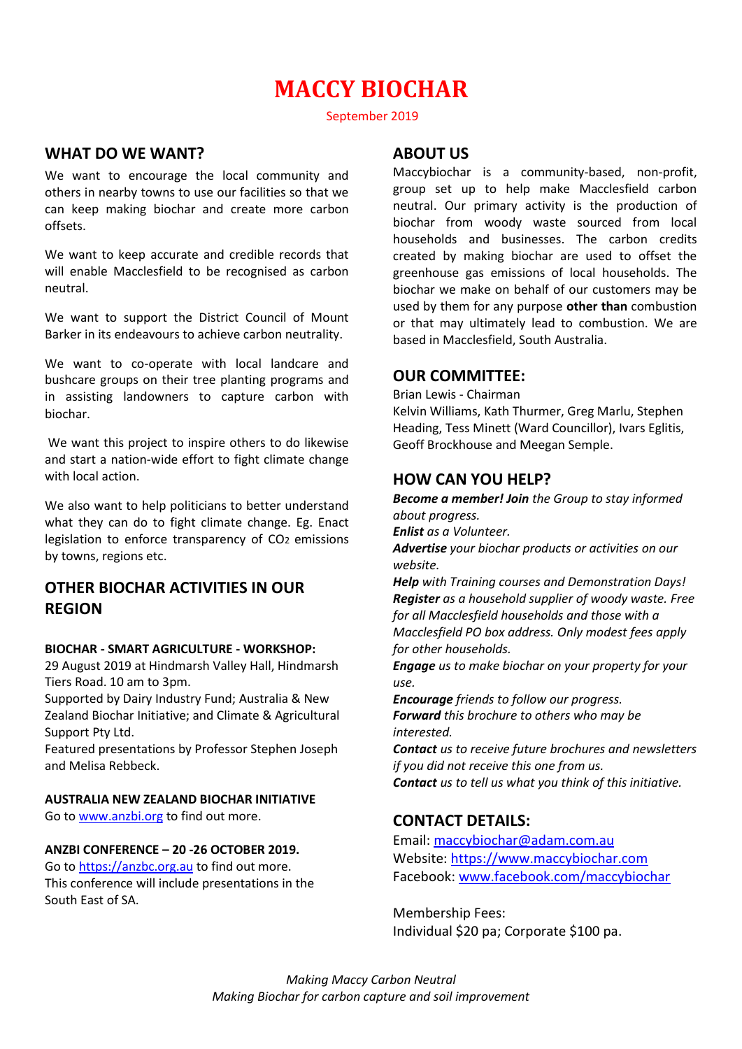# MACCY BIOCHAR

September 2019

## WHAT DO WE WANT?

We want to encourage the local community and others in nearby towns to use our facilities so that we can keep making biochar and create more carbon offsets.

We want to keep accurate and credible records that will enable Macclesfield to be recognised as carbon neutral.

We want to support the District Council of Mount Barker in its endeavours to achieve carbon neutrality.

We want to co-operate with local landcare and bushcare groups on their tree planting programs and in assisting landowners to capture carbon with biochar.

We want this project to inspire others to do likewise and start a nation-wide effort to fight climate change with local action.

We also want to help politicians to better understand what they can do to fight climate change. Eg. Enact legislation to enforce transparency of $CO_2$ emissions by towns, regions etc.

## OTHER BIOCHAR ACTIVITIES IN OUR REGION

**BIOCHAR - SMART AGRICULTURE - WORKSHOP:**
29 August 2019 at Hindmarsh Valley Hall, Hindmarsh Tiers Road. 10 am to 3pm.
Supported by Dairy Industry Fund; Australia & New Zealand Biochar Initiative; and Climate & Agricultural Support Pty Ltd.
Featured presentations by Professor Stephen Joseph and Melisa Rebbeck.

**AUSTRALIA NEW ZEALAND BIOCHAR INITIATIVE**
Go to www.anzbi.org to find out more.

**ANZBI CONFERENCE – 20 -26 OCTOBER 2019.**
Go to https://anzbc.org.au to find out more.
This conference will include presentations in the South East of SA.

## ABOUT US

Maccybiochar is a community-based, non-profit, group set up to help make Macclesfield carbon neutral. Our primary activity is the production of biochar from woody waste sourced from local households and businesses. The carbon credits created by making biochar are used to offset the greenhouse gas emissions of local households. The biochar we make on behalf of our customers may be used by them for any purpose **other than** combustion or that may ultimately lead to combustion. We are based in Macclesfield, South Australia.

## OUR COMMITTEE:

Brian Lewis - Chairman
Kelvin Williams, Kath Thurmer, Greg Marlu, Stephen Heading, Tess Minett (Ward Councillor), Ivars Eglitis, Geoff Brockhouse and Meegan Semple.

## HOW CAN YOU HELP?

***Become a member! Join*** *the Group to stay informed about progress.*
***Enlist*** *as a Volunteer.*
***Advertise*** *your biochar products or activities on our website.*
***Help*** *with Training courses and Demonstration Days!*
***Register*** *as a household supplier of woody waste. Free for all Macclesfield households and those with a Macclesfield PO box address. Only modest fees apply for other households.*
***Engage*** *us to make biochar on your property for your use.*
***Encourage*** *friends to follow our progress.*
***Forward*** *this brochure to others who may be interested.*
***Contact*** *us to receive future brochures and newsletters if you did not receive this one from us.*
***Contact*** *us to tell us what you think of this initiative.*

## CONTACT DETAILS:

Email: maccybiochar@adam.com.au
Website: https://www.maccybiochar.com
Facebook: www.facebook.com/maccybiochar

Membership Fees:
Individual $20 pa; Corporate $100 pa.

*Making Maccy Carbon Neutral*
*Making Biochar for carbon capture and soil improvement*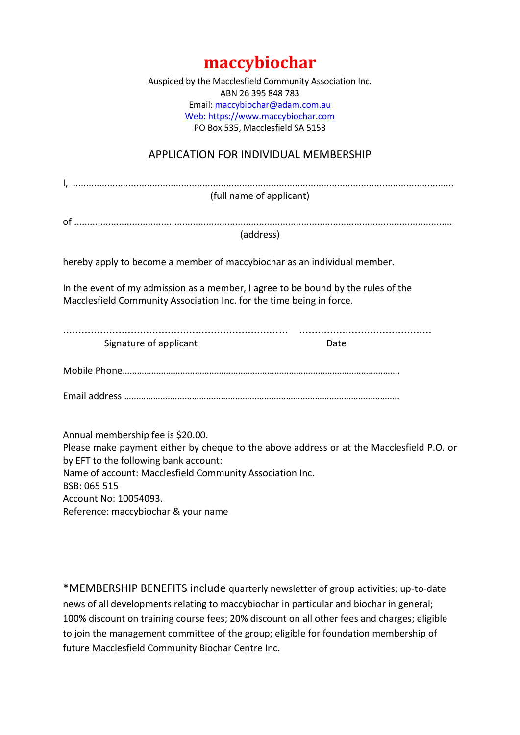# maccybiochar

Auspiced by the Macclesfield Community Association Inc.
ABN 26 395 848 783
Email: maccybiochar@adam.com.au
Web: https://www.maccybiochar.com
PO Box 535, Macclesfield SA 5153

## APPLICATION FOR INDIVIDUAL MEMBERSHIP

I, ..........................................................................................................................................
(full name of applicant)

of .........................................................................................................................................
(address)

hereby apply to become a member of maccybiochar as an individual member.

In the event of my admission as a member, I agree to be bound by the rules of the Macclesfield Community Association Inc. for the time being in force.

........................................................................ ..........................................
Signature of applicant Date

Mobile Phone…………………………………………………………………………………………………….

Email address ……………………………………………………………………………………………………

Annual membership fee is $20.00.
Please make payment either by cheque to the above address or at the Macclesfield P.O. or by EFT to the following bank account:
Name of account: Macclesfield Community Association Inc.
BSB: 065 515
Account No: 10054093.
Reference: maccybiochar & your name

*MEMBERSHIP BENEFITS include quarterly newsletter of group activities; up-to-date news of all developments relating to maccybiochar in particular and biochar in general; 100% discount on training course fees; 20% discount on all other fees and charges; eligible to join the management committee of the group; eligible for foundation membership of future Macclesfield Community Biochar Centre Inc.